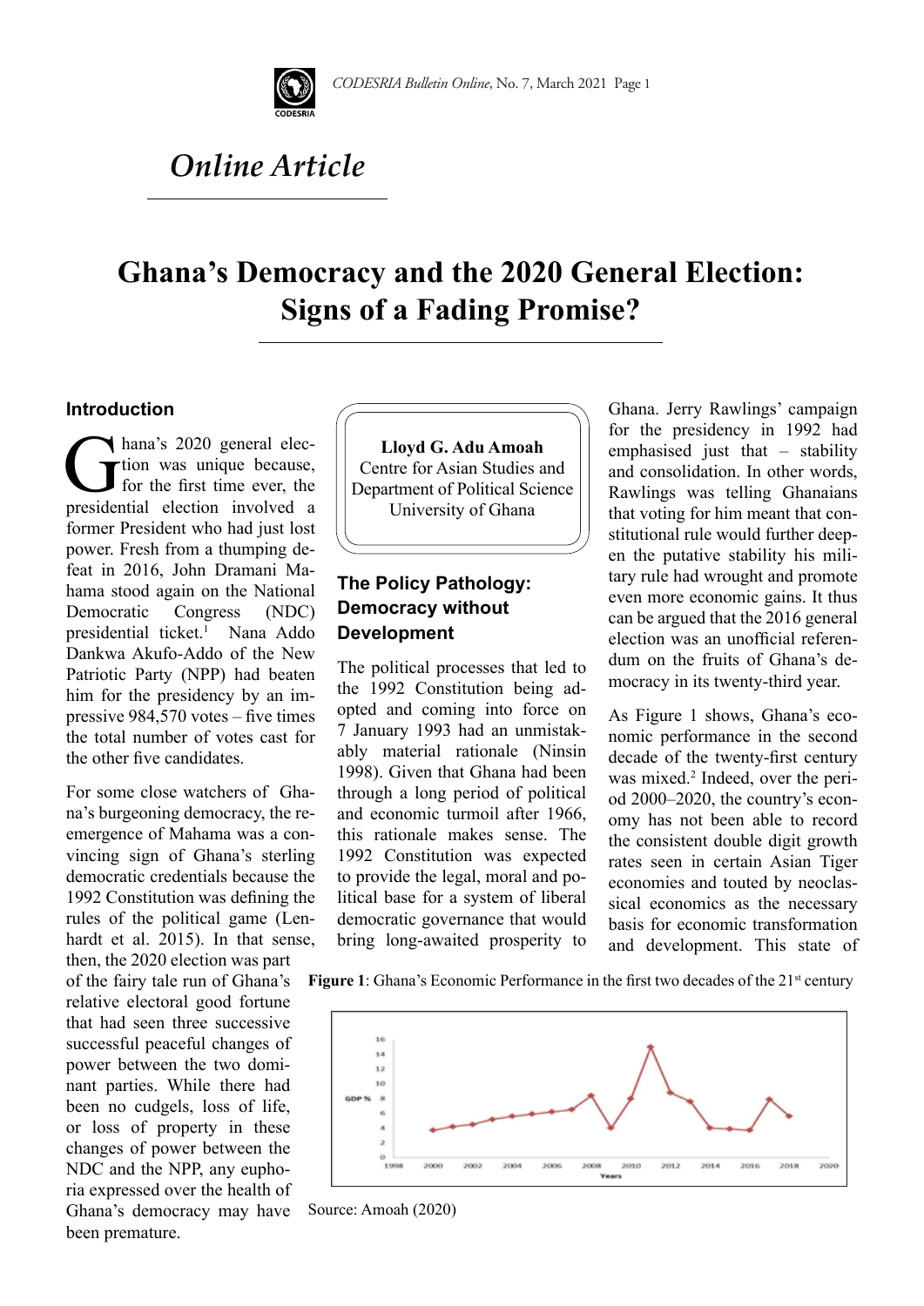*Online Article*

# Ghana's Democracy and the 2020 General Election: Signs of a Fading Promise?

**Lloyd G. Adu Amoah**
Centre for Asian Studies and Department of Political Science
University of Ghana

## Introduction

Ghana's 2020 general election was unique because, for the first time ever, the presidential election involved a former President who had just lost power. Fresh from a thumping defeat in 2016, John Dramani Mahama stood again on the National Democratic Congress (NDC) presidential ticket.[1] Nana Addo Dankwa Akufo-Addo of the New Patriotic Party (NPP) had beaten him for the presidency by an impressive 984,570 votes – five times the total number of votes cast for the other five candidates.

For some close watchers of Ghana's burgeoning democracy, the reemergence of Mahama was a convincing sign of Ghana's sterling democratic credentials because the 1992 Constitution was defining the rules of the political game (Lenhardt et al. 2015). In that sense, then, the 2020 election was part of the fairy tale run of Ghana's relative electoral good fortune that had seen three successive successful peaceful changes of power between the two dominant parties. While there had been no cudgels, loss of life, or loss of property in these changes of power between the NDC and the NPP, any euphoria expressed over the health of Ghana's democracy may have been premature.

## The Policy Pathology: Democracy without Development

The political processes that led to the 1992 Constitution being adopted and coming into force on 7 January 1993 had an unmistakably material rationale (Ninsin 1998). Given that Ghana had been through a long period of political and economic turmoil after 1966, this rationale makes sense. The 1992 Constitution was expected to provide the legal, moral and political base for a system of liberal democratic governance that would bring long-awaited prosperity to Ghana. Jerry Rawlings' campaign for the presidency in 1992 had emphasised just that – stability and consolidation. In other words, Rawlings was telling Ghanaians that voting for him meant that constitutional rule would further deepen the putative stability his military rule had wrought and promote even more economic gains. It thus can be argued that the 2016 general election was an unofficial referendum on the fruits of Ghana's democracy in its twenty-third year.

As Figure 1 shows, Ghana's economic performance in the second decade of the twenty-first century was mixed.[2] Indeed, over the period 2000–2020, the country's economy has not been able to record the consistent double digit growth rates seen in certain Asian Tiger economies and touted by neoclassical economics as the necessary basis for economic transformation and development. This state of

**Figure 1**: Ghana's Economic Performance in the first two decades of the 21st century

Source: Amoah (2020)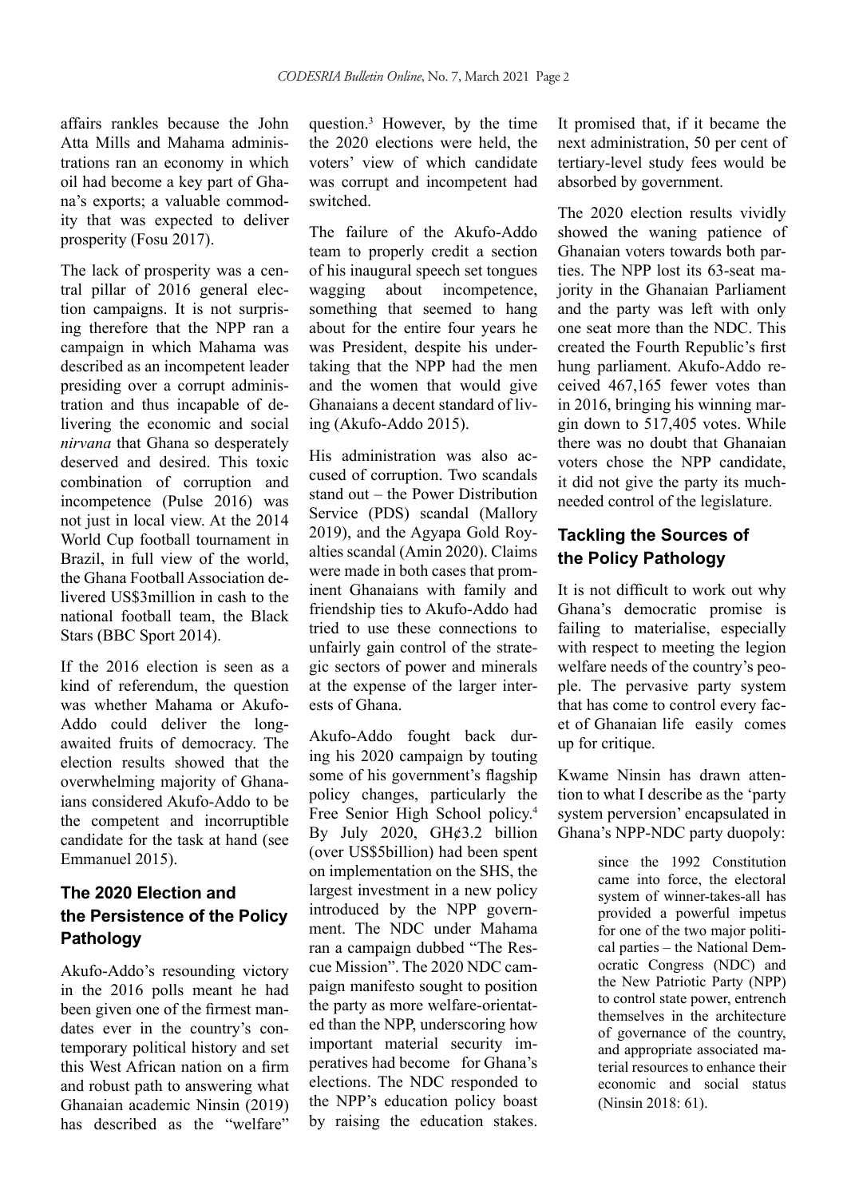affairs rankles because the John Atta Mills and Mahama administrations ran an economy in which oil had become a key part of Ghana's exports; a valuable commodity that was expected to deliver prosperity (Fosu 2017).

The lack of prosperity was a central pillar of 2016 general election campaigns. It is not surprising therefore that the NPP ran a campaign in which Mahama was described as an incompetent leader presiding over a corrupt administration and thus incapable of delivering the economic and social *nirvana* that Ghana so desperately deserved and desired. This toxic combination of corruption and incompetence (Pulse 2016) was not just in local view. At the 2014 World Cup football tournament in Brazil, in full view of the world, the Ghana Football Association delivered US$3million in cash to the national football team, the Black Stars (BBC Sport 2014).

If the 2016 election is seen as a kind of referendum, the question was whether Mahama or Akufo-Addo could deliver the long-awaited fruits of democracy. The election results showed that the overwhelming majority of Ghanaians considered Akufo-Addo to be the competent and incorruptible candidate for the task at hand (see Emmanuel 2015).

## The 2020 Election and the Persistence of the Policy Pathology

Akufo-Addo's resounding victory in the 2016 polls meant he had been given one of the firmest mandates ever in the country's contemporary political history and set this West African nation on a firm and robust path to answering what Ghanaian academic Ninsin (2019) has described as the "welfare" question.[3] However, by the time the 2020 elections were held, the voters' view of which candidate was corrupt and incompetent had switched.

The failure of the Akufo-Addo team to properly credit a section of his inaugural speech set tongues wagging about incompetence, something that seemed to hang about for the entire four years he was President, despite his undertaking that the NPP had the men and the women that would give Ghanaians a decent standard of living (Akufo-Addo 2015).

His administration was also accused of corruption. Two scandals stand out – the Power Distribution Service (PDS) scandal (Mallory 2019), and the Agyapa Gold Royalties scandal (Amin 2020). Claims were made in both cases that prominent Ghanaians with family and friendship ties to Akufo-Addo had tried to use these connections to unfairly gain control of the strategic sectors of power and minerals at the expense of the larger interests of Ghana.

Akufo-Addo fought back during his 2020 campaign by touting some of his government's flagship policy changes, particularly the Free Senior High School policy.[4] By July 2020, GH¢3.2 billion (over US$5billion) had been spent on implementation on the SHS, the largest investment in a new policy introduced by the NPP government. The NDC under Mahama ran a campaign dubbed "The Rescue Mission". The 2020 NDC campaign manifesto sought to position the party as more welfare-orientated than the NPP, underscoring how important material security imperatives had become for Ghana's elections. The NDC responded to the NPP's education policy boast by raising the education stakes. It promised that, if it became the next administration, 50 per cent of tertiary-level study fees would be absorbed by government.

The 2020 election results vividly showed the waning patience of Ghanaian voters towards both parties. The NPP lost its 63-seat majority in the Ghanaian Parliament and the party was left with only one seat more than the NDC. This created the Fourth Republic's first hung parliament. Akufo-Addo received 467,165 fewer votes than in 2016, bringing his winning margin down to 517,405 votes. While there was no doubt that Ghanaian voters chose the NPP candidate, it did not give the party its much-needed control of the legislature.

## Tackling the Sources of the Policy Pathology

It is not difficult to work out why Ghana's democratic promise is failing to materialise, especially with respect to meeting the legion welfare needs of the country's people. The pervasive party system that has come to control every facet of Ghanaian life easily comes up for critique.

Kwame Ninsin has drawn attention to what I describe as the 'party system perversion' encapsulated in Ghana's NPP-NDC party duopoly:

> since the 1992 Constitution came into force, the electoral system of winner-takes-all has provided a powerful impetus for one of the two major political parties – the National Democratic Congress (NDC) and the New Patriotic Party (NPP) to control state power, entrench themselves in the architecture of governance of the country, and appropriate associated material resources to enhance their economic and social status (Ninsin 2018: 61).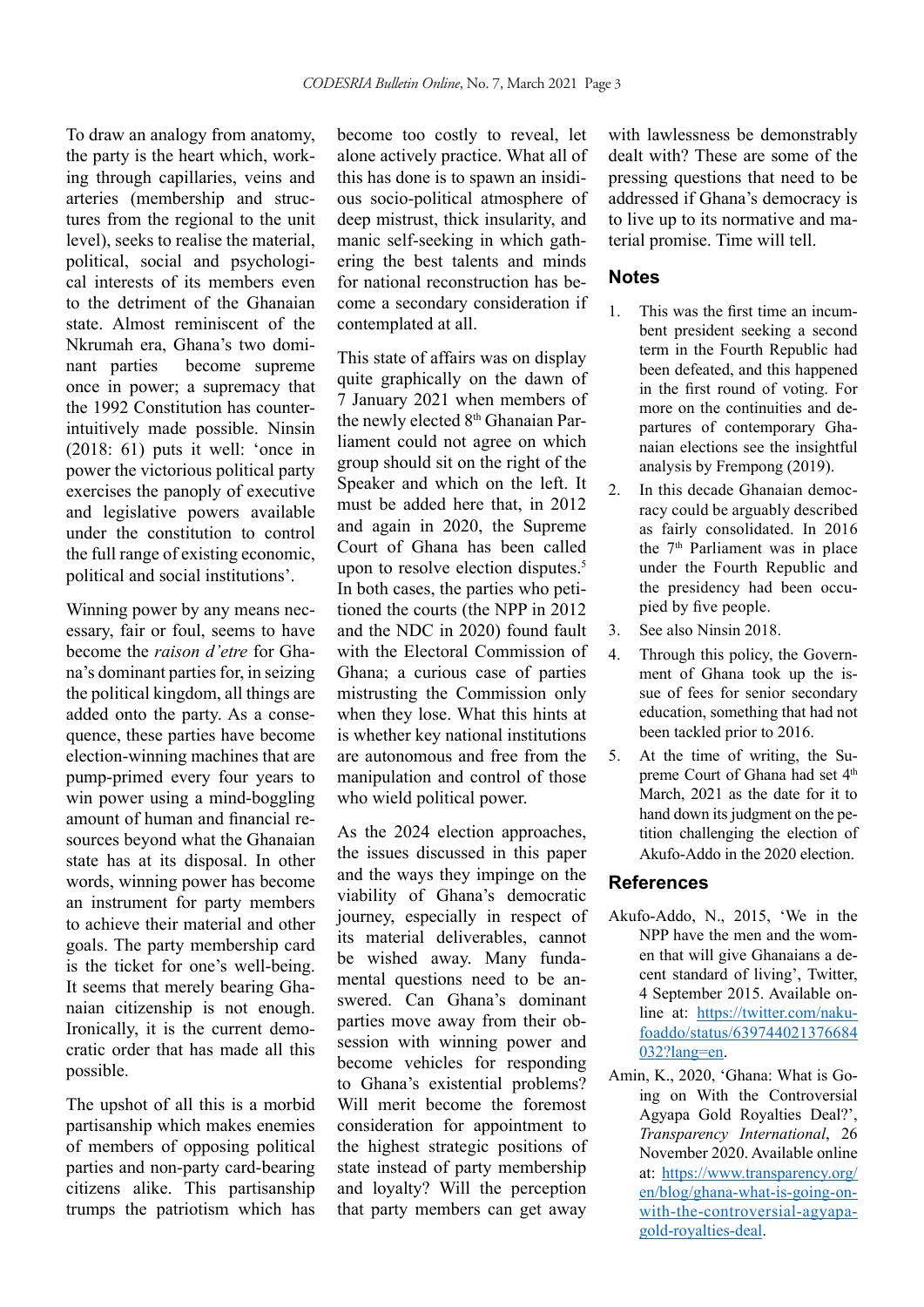To draw an analogy from anatomy, the party is the heart which, working through capillaries, veins and arteries (membership and structures from the regional to the unit level), seeks to realise the material, political, social and psychological interests of its members even to the detriment of the Ghanaian state. Almost reminiscent of the Nkrumah era, Ghana's two dominant parties become supreme once in power; a supremacy that the 1992 Constitution has counter-intuitively made possible. Ninsin (2018: 61) puts it well: 'once in power the victorious political party exercises the panoply of executive and legislative powers available under the constitution to control the full range of existing economic, political and social institutions'.

Winning power by any means necessary, fair or foul, seems to have become the *raison d'etre* for Ghana's dominant parties for, in seizing the political kingdom, all things are added onto the party. As a consequence, these parties have become election-winning machines that are pump-primed every four years to win power using a mind-boggling amount of human and financial resources beyond what the Ghanaian state has at its disposal. In other words, winning power has become an instrument for party members to achieve their material and other goals. The party membership card is the ticket for one's well-being. It seems that merely bearing Ghanaian citizenship is not enough. Ironically, it is the current democratic order that has made all this possible.

The upshot of all this is a morbid partisanship which makes enemies of members of opposing political parties and non-party card-bearing citizens alike. This partisanship trumps the patriotism which has become too costly to reveal, let alone actively practice. What all of this has done is to spawn an insidious socio-political atmosphere of deep mistrust, thick insularity, and manic self-seeking in which gathering the best talents and minds for national reconstruction has become a secondary consideration if contemplated at all.

This state of affairs was on display quite graphically on the dawn of 7 January 2021 when members of the newly elected 8th Ghanaian Parliament could not agree on which group should sit on the right of the Speaker and which on the left. It must be added here that, in 2012 and again in 2020, the Supreme Court of Ghana has been called upon to resolve election disputes.[5] In both cases, the parties who petitioned the courts (the NPP in 2012 and the NDC in 2020) found fault with the Electoral Commission of Ghana; a curious case of parties mistrusting the Commission only when they lose. What this hints at is whether key national institutions are autonomous and free from the manipulation and control of those who wield political power.

As the 2024 election approaches, the issues discussed in this paper and the ways they impinge on the viability of Ghana's democratic journey, especially in respect of its material deliverables, cannot be wished away. Many fundamental questions need to be answered. Can Ghana's dominant parties move away from their obsession with winning power and become vehicles for responding to Ghana's existential problems? Will merit become the foremost consideration for appointment to the highest strategic positions of state instead of party membership and loyalty? Will the perception that party members can get away with lawlessness be demonstrably dealt with? These are some of the pressing questions that need to be addressed if Ghana's democracy is to live up to its normative and material promise. Time will tell.

## Notes

1. This was the first time an incumbent president seeking a second term in the Fourth Republic had been defeated, and this happened in the first round of voting. For more on the continuities and departures of contemporary Ghanaian elections see the insightful analysis by Frempong (2019).
2. In this decade Ghanaian democracy could be arguably described as fairly consolidated. In 2016 the 7th Parliament was in place under the Fourth Republic and the presidency had been occupied by five people.
3. See also Ninsin 2018.
4. Through this policy, the Government of Ghana took up the issue of fees for senior secondary education, something that had not been tackled prior to 2016.
5. At the time of writing, the Supreme Court of Ghana had set 4th March, 2021 as the date for it to hand down its judgment on the petition challenging the election of Akufo-Addo in the 2020 election.

## References

Akufo-Addo, N., 2015, 'We in the NPP have the men and the women that will give Ghanaians a decent standard of living', Twitter, 4 September 2015. Available online at: https://twitter.com/nakufoaddo/status/639744021376684032?lang=en.

Amin, K., 2020, 'Ghana: What is Going on With the Controversial Agyapa Gold Royalties Deal?', *Transparency International*, 26 November 2020. Available online at: https://www.transparency.org/en/blog/ghana-what-is-going-on-with-the-controversial-agyapa-gold-royalties-deal.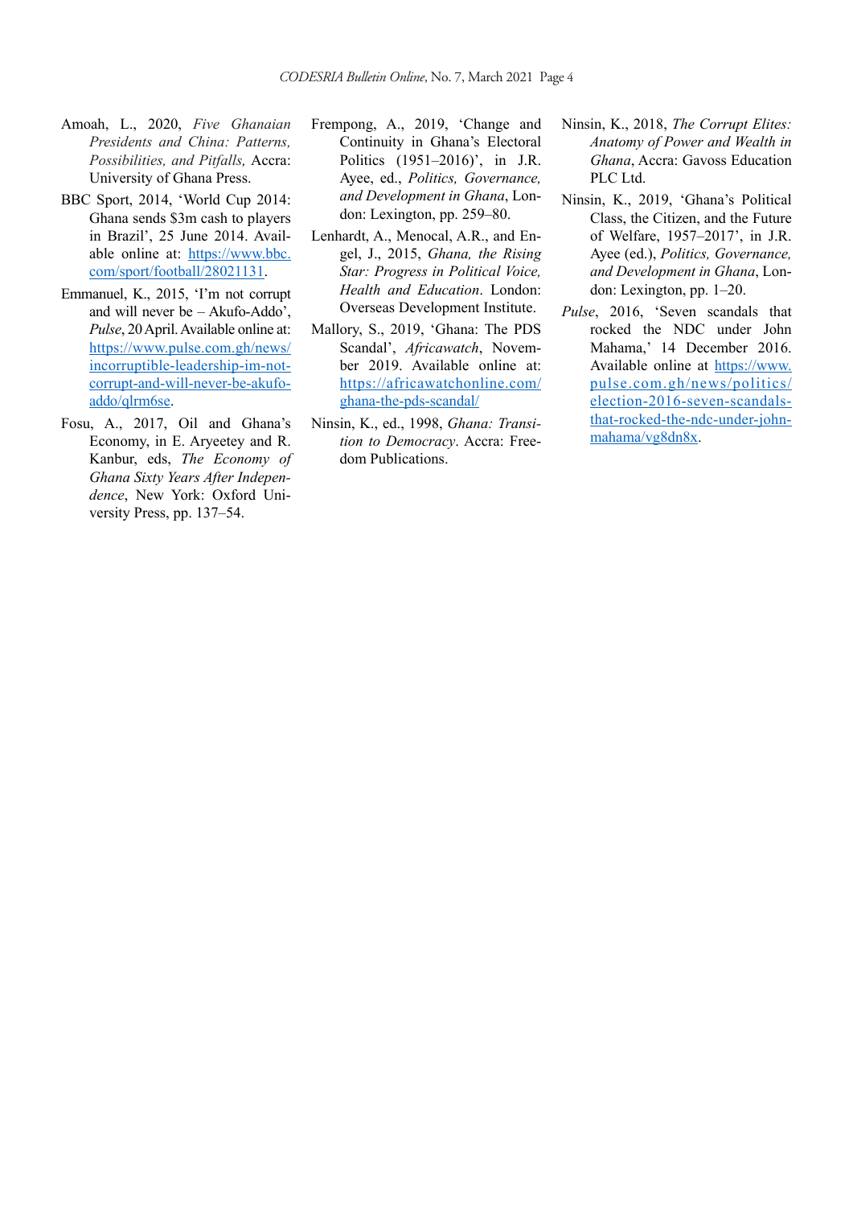Amoah, L., 2020, *Five Ghanaian Presidents and China: Patterns, Possibilities, and Pitfalls,* Accra: University of Ghana Press.

BBC Sport, 2014, 'World Cup 2014: Ghana sends $3m cash to players in Brazil', 25 June 2014. Available online at: https://www.bbc.com/sport/football/28021131.

Emmanuel, K., 2015, 'I'm not corrupt and will never be – Akufo-Addo', *Pulse*, 20 April. Available online at: https://www.pulse.com.gh/news/incorruptible-leadership-im-not-corrupt-and-will-never-be-akufo-addo/qlrm6se.

Fosu, A., 2017, Oil and Ghana's Economy, in E. Aryeetey and R. Kanbur, eds, *The Economy of Ghana Sixty Years After Independence*, New York: Oxford University Press, pp. 137–54.

Frempong, A., 2019, 'Change and Continuity in Ghana's Electoral Politics (1951–2016)', in J.R. Ayee, ed., *Politics, Governance, and Development in Ghana*, London: Lexington, pp. 259–80.

Lenhardt, A., Menocal, A.R., and Engel, J., 2015, *Ghana, the Rising Star: Progress in Political Voice, Health and Education*. London: Overseas Development Institute.

Mallory, S., 2019, 'Ghana: The PDS Scandal', *Africawatch*, November 2019. Available online at: https://africawatchonline.com/ghana-the-pds-scandal/

Ninsin, K., ed., 1998, *Ghana: Transition to Democracy*. Accra: Freedom Publications.

Ninsin, K., 2018, *The Corrupt Elites: Anatomy of Power and Wealth in Ghana*, Accra: Gavoss Education PLC Ltd.

Ninsin, K., 2019, 'Ghana's Political Class, the Citizen, and the Future of Welfare, 1957–2017', in J.R. Ayee (ed.), *Politics, Governance, and Development in Ghana*, London: Lexington, pp. 1–20.

*Pulse*, 2016, 'Seven scandals that rocked the NDC under John Mahama,' 14 December 2016. Available online at https://www.pulse.com.gh/news/politics/election-2016-seven-scandals-that-rocked-the-ndc-under-john-mahama/vg8dn8x.